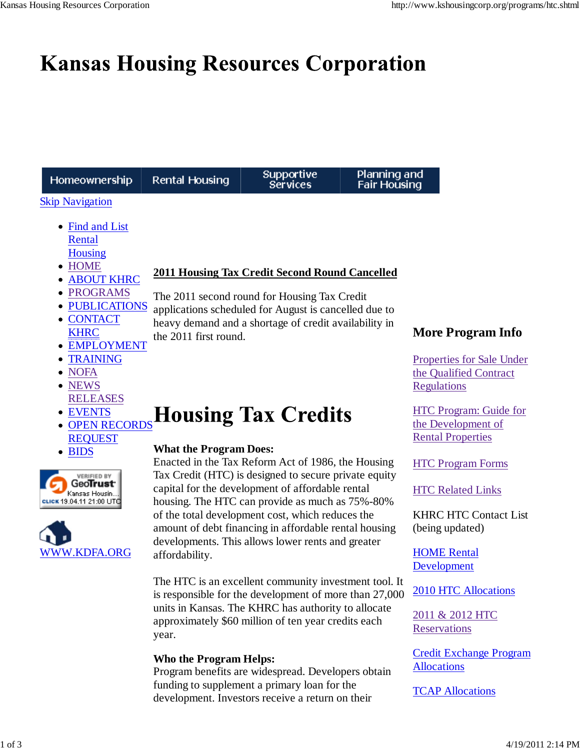# Kansas Housing Resources Corporation

Homeownership | Rental Housing | Supportive Services | Planning and Fair Housing

Skip Navigation

- Find and List Rental Housing
- HOME
- ABOUT KHRC
- PROGRAMS
- PUBLICATIONS
- CONTACT KHRC
- EMPLOYMENT
- TRAINING
- NOFA
- NEWS RELEASES
- EVENTS
- OPEN RECORDS REQUEST
- BIDS

VERIFIED BY GeoTrust Kansas Housin... CLICK 19.04.11 21:00 UTC

WWW.KDFA.ORG

**2011 Housing Tax Credit Second Round Cancelled**

The 2011 second round for Housing Tax Credit applications scheduled for August is cancelled due to heavy demand and a shortage of credit availability in the 2011 first round.

# Housing Tax Credits

**What the Program Does:**
Enacted in the Tax Reform Act of 1986, the Housing Tax Credit (HTC) is designed to secure private equity capital for the development of affordable rental housing. The HTC can provide as much as 75%-80% of the total development cost, which reduces the amount of debt financing in affordable rental housing developments. This allows lower rents and greater affordability.

The HTC is an excellent community investment tool. It is responsible for the development of more than 27,000 units in Kansas. The KHRC has authority to allocate approximately $60 million of ten year credits each year.

**Who the Program Helps:**
Program benefits are widespread. Developers obtain funding to supplement a primary loan for the development. Investors receive a return on their

## More Program Info

Properties for Sale Under the Qualified Contract Regulations

HTC Program: Guide for the Development of Rental Properties

HTC Program Forms

HTC Related Links

KHRC HTC Contact List (being updated)

HOME Rental Development

2010 HTC Allocations

2011 & 2012 HTC Reservations

Credit Exchange Program Allocations

TCAP Allocations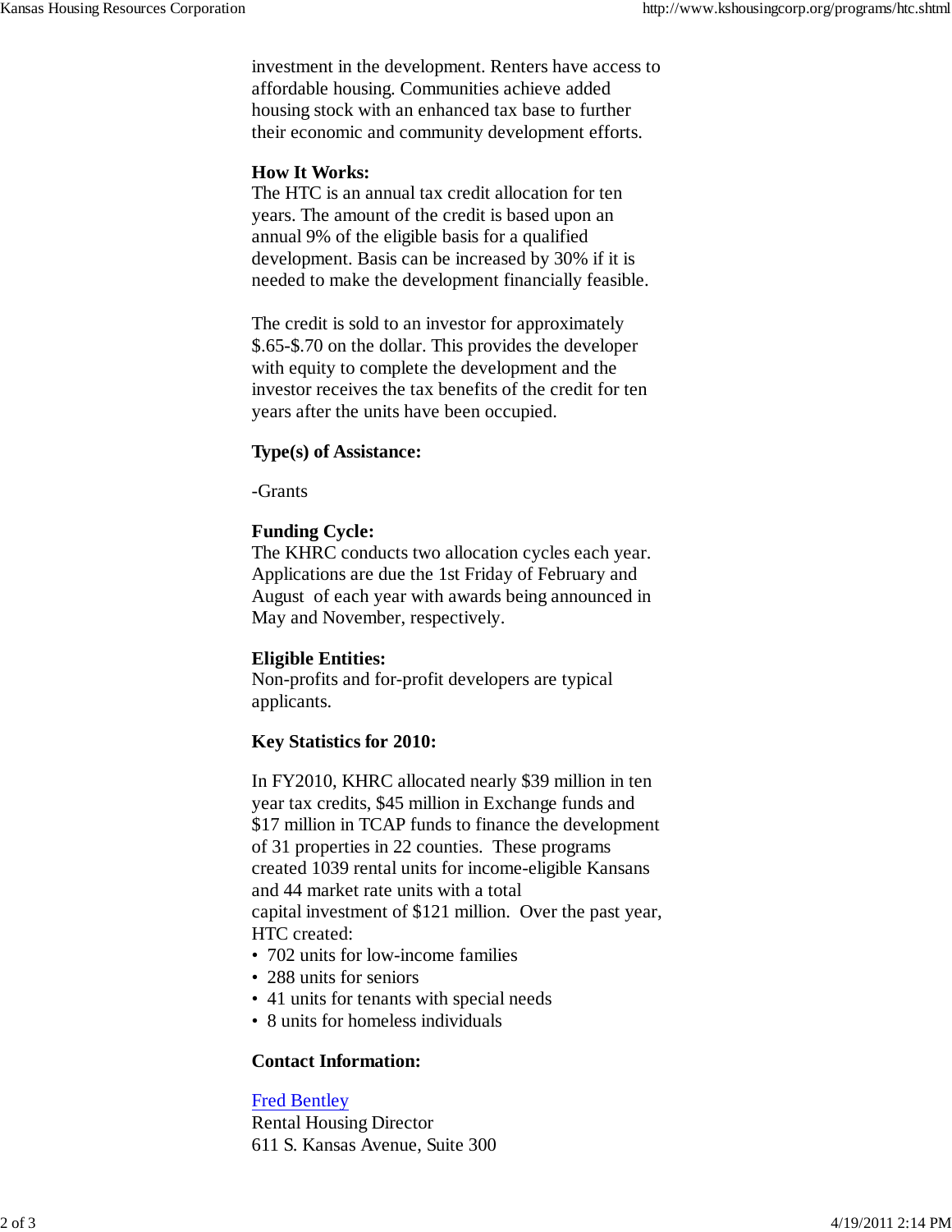investment in the development. Renters have access to affordable housing. Communities achieve added housing stock with an enhanced tax base to further their economic and community development efforts.

**How It Works:**
The HTC is an annual tax credit allocation for ten years. The amount of the credit is based upon an annual 9% of the eligible basis for a qualified development. Basis can be increased by 30% if it is needed to make the development financially feasible.

The credit is sold to an investor for approximately $.65-$.70 on the dollar. This provides the developer with equity to complete the development and the investor receives the tax benefits of the credit for ten years after the units have been occupied.

**Type(s) of Assistance:**

-Grants

**Funding Cycle:**
The KHRC conducts two allocation cycles each year. Applications are due the 1st Friday of February and August of each year with awards being announced in May and November, respectively.

**Eligible Entities:**
Non-profits and for-profit developers are typical applicants.

**Key Statistics for 2010:**

In FY2010, KHRC allocated nearly $39 million in ten year tax credits, $45 million in Exchange funds and $17 million in TCAP funds to finance the development of 31 properties in 22 counties. These programs created 1039 rental units for income-eligible Kansans and 44 market rate units with a total capital investment of $121 million. Over the past year, HTC created:

- 702 units for low-income families
- 288 units for seniors
- 41 units for tenants with special needs
- 8 units for homeless individuals

**Contact Information:**

Fred Bentley
Rental Housing Director
611 S. Kansas Avenue, Suite 300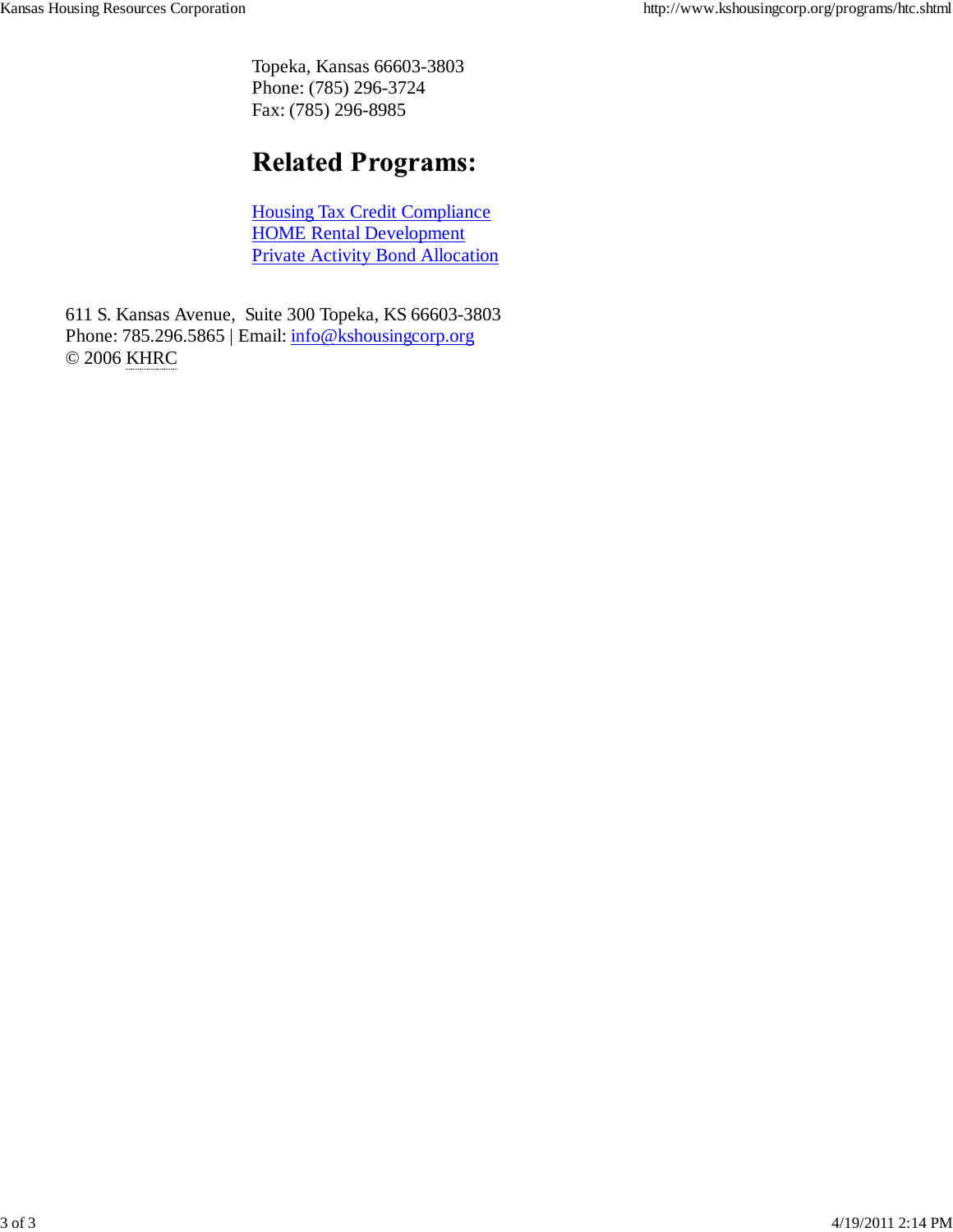Topeka, Kansas 66603-3803
Phone: (785) 296-3724
Fax: (785) 296-8985

## Related Programs:

Housing Tax Credit Compliance
HOME Rental Development
Private Activity Bond Allocation

611 S. Kansas Avenue, Suite 300 Topeka, KS 66603-3803
Phone: 785.296.5865 | Email: info@kshousingcorp.org
© 2006 KHRC